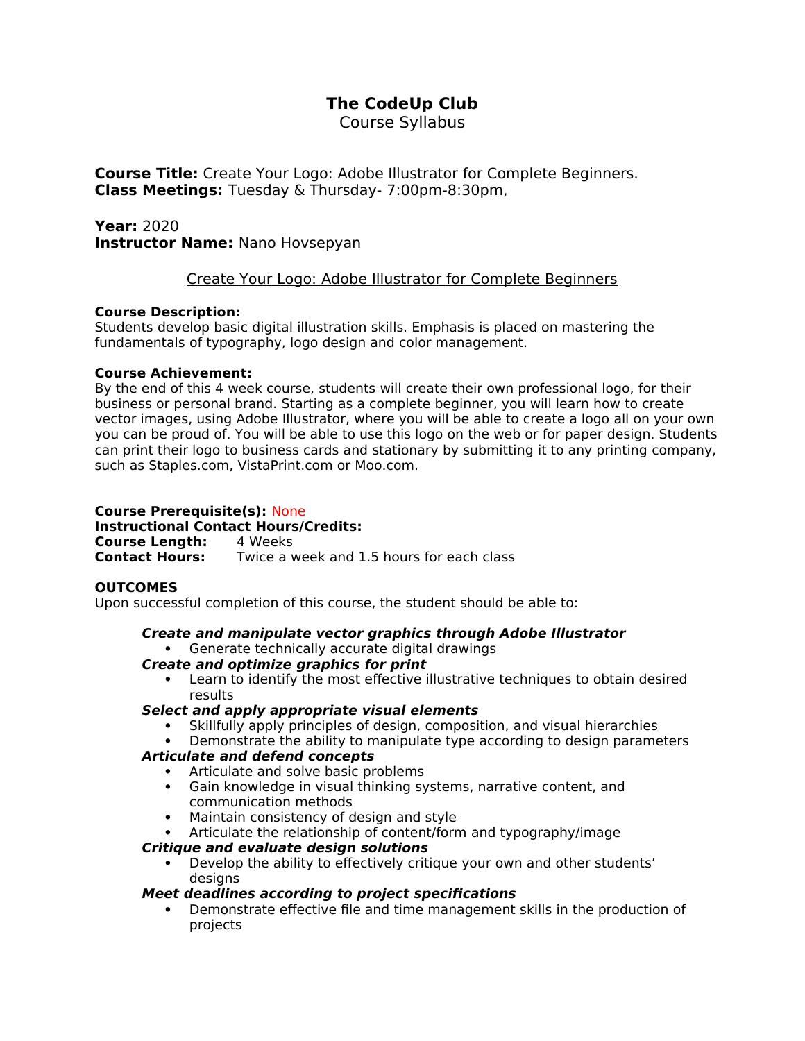# The CodeUp Club

Course Syllabus

**Course Title:** Create Your Logo: Adobe Illustrator for Complete Beginners.
**Class Meetings:** Tuesday & Thursday- 7:00pm-8:30pm,

**Year:** 2020
**Instructor Name:** Nano Hovsepyan

## Create Your Logo: Adobe Illustrator for Complete Beginners

**Course Description:**
Students develop basic digital illustration skills. Emphasis is placed on mastering the fundamentals of typography, logo design and color management.

**Course Achievement:**
By the end of this 4 week course, students will create their own professional logo, for their business or personal brand. Starting as a complete beginner, you will learn how to create vector images, using Adobe Illustrator, where you will be able to create a logo all on your own you can be proud of. You will be able to use this logo on the web or for paper design. Students can print their logo to business cards and stationary by submitting it to any printing company, such as Staples.com, VistaPrint.com or Moo.com.

**Course Prerequisite(s):** None
**Instructional Contact Hours/Credits:**
**Course Length:** 4 Weeks
**Contact Hours:** Twice a week and 1.5 hours for each class

**OUTCOMES**

Upon successful completion of this course, the student should be able to:

***Create and manipulate vector graphics through Adobe Illustrator***
- Generate technically accurate digital drawings

***Create and optimize graphics for print***
- Learn to identify the most effective illustrative techniques to obtain desired results

***Select and apply appropriate visual elements***
- Skillfully apply principles of design, composition, and visual hierarchies
- Demonstrate the ability to manipulate type according to design parameters

***Articulate and defend concepts***
- Articulate and solve basic problems
- Gain knowledge in visual thinking systems, narrative content, and communication methods
- Maintain consistency of design and style
- Articulate the relationship of content/form and typography/image

***Critique and evaluate design solutions***
- Develop the ability to effectively critique your own and other students' designs

***Meet deadlines according to project specifications***
- Demonstrate effective file and time management skills in the production of projects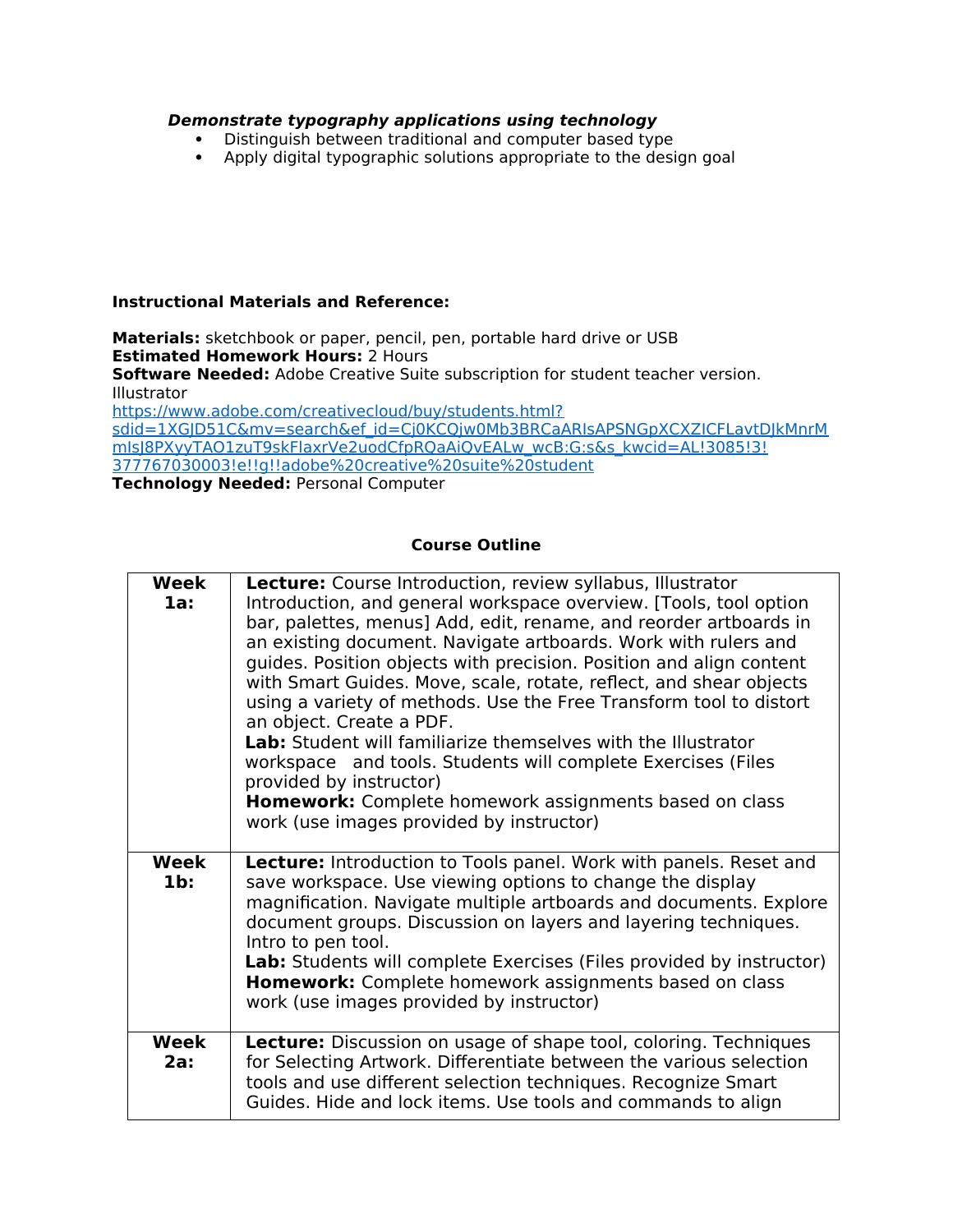***Demonstrate typography applications using technology***

- Distinguish between traditional and computer based type
- Apply digital typographic solutions appropriate to the design goal

**Instructional Materials and Reference:**

**Materials:** sketchbook or paper, pencil, pen, portable hard drive or USB
**Estimated Homework Hours:** 2 Hours
**Software Needed:** Adobe Creative Suite subscription for student teacher version.
Illustrator
[https://www.adobe.com/creativecloud/buy/students.html?sdid=1XGJD51C&mv=search&ef_id=Cj0KCQjw0Mb3BRCaARIsAPSNGpXCXZICFLavtDJkMnrMmIsJ8PXyyTAO1zuT9skFlaxrVe2uodCfpRQaAiQvEALw_wcB:G:s&s_kwcid=AL!3085!3!377767030003!e!!g!!adobe%20creative%20suite%20student](https://www.adobe.com/creativecloud/buy/students.html?sdid=1XGJD51C&mv=search&ef_id=Cj0KCQjw0Mb3BRCaARIsAPSNGpXCXZICFLavtDJkMnrMmIsJ8PXyyTAO1zuT9skFlaxrVe2uodCfpRQaAiQvEALw_wcB:G:s&s_kwcid=AL!3085!3!377767030003!e!!g!!adobe%20creative%20suite%20student)
**Technology Needed:** Personal Computer

**Course Outline**

| | |
|---|---|
| **Week 1a:** | **Lecture:** Course Introduction, review syllabus, Illustrator Introduction, and general workspace overview. [Tools, tool option bar, palettes, menus] Add, edit, rename, and reorder artboards in an existing document. Navigate artboards. Work with rulers and guides. Position objects with precision. Position and align content with Smart Guides. Move, scale, rotate, reflect, and shear objects using a variety of methods. Use the Free Transform tool to distort an object. Create a PDF.<br>**Lab:** Student will familiarize themselves with the Illustrator workspace and tools. Students will complete Exercises (Files provided by instructor)<br>**Homework:** Complete homework assignments based on class work (use images provided by instructor) |
| **Week 1b:** | **Lecture:** Introduction to Tools panel. Work with panels. Reset and save workspace. Use viewing options to change the display magnification. Navigate multiple artboards and documents. Explore document groups. Discussion on layers and layering techniques. Intro to pen tool.<br>**Lab:** Students will complete Exercises (Files provided by instructor)<br>**Homework:** Complete homework assignments based on class work (use images provided by instructor) |
| **Week 2a:** | **Lecture:** Discussion on usage of shape tool, coloring. Techniques for Selecting Artwork. Differentiate between the various selection tools and use different selection techniques. Recognize Smart Guides. Hide and lock items. Use tools and commands to align |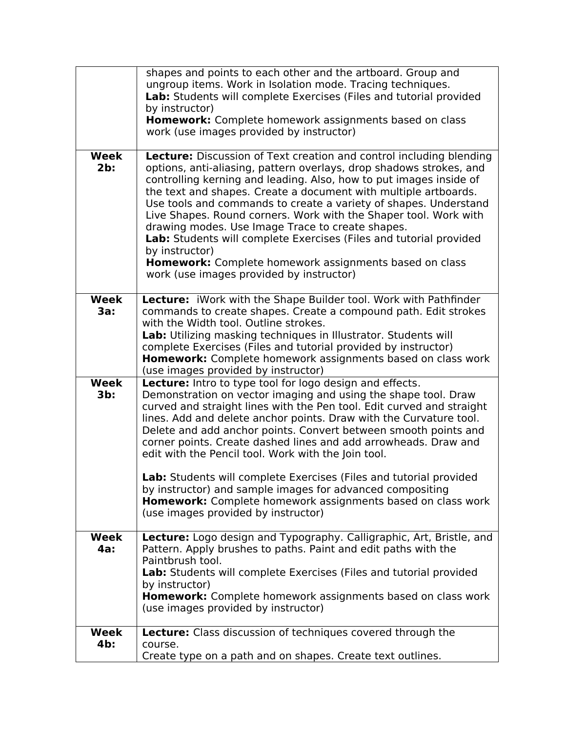| | |
|---|---|
| | shapes and points to each other and the artboard. Group and ungroup items. Work in Isolation mode. Tracing techniques.<br>**Lab:** Students will complete Exercises (Files and tutorial provided by instructor)<br>**Homework:** Complete homework assignments based on class work (use images provided by instructor) |
| **Week 2b:** | **Lecture:** Discussion of Text creation and control including blending options, anti-aliasing, pattern overlays, drop shadows strokes, and controlling kerning and leading. Also, how to put images inside of the text and shapes. Create a document with multiple artboards. Use tools and commands to create a variety of shapes. Understand Live Shapes. Round corners. Work with the Shaper tool. Work with drawing modes. Use Image Trace to create shapes.<br>**Lab:** Students will complete Exercises (Files and tutorial provided by instructor)<br>**Homework:** Complete homework assignments based on class work (use images provided by instructor) |
| **Week 3a:** | **Lecture:** iWork with the Shape Builder tool. Work with Pathfinder commands to create shapes. Create a compound path. Edit strokes with the Width tool. Outline strokes.<br>**Lab:** Utilizing masking techniques in Illustrator. Students will complete Exercises (Files and tutorial provided by instructor)<br>**Homework:** Complete homework assignments based on class work (use images provided by instructor) |
| **Week 3b:** | **Lecture:** Intro to type tool for logo design and effects. Demonstration on vector imaging and using the shape tool. Draw curved and straight lines with the Pen tool. Edit curved and straight lines. Add and delete anchor points. Draw with the Curvature tool. Delete and add anchor points. Convert between smooth points and corner points. Create dashed lines and add arrowheads. Draw and edit with the Pencil tool. Work with the Join tool.<br><br>**Lab:** Students will complete Exercises (Files and tutorial provided by instructor) and sample images for advanced compositing<br>**Homework:** Complete homework assignments based on class work (use images provided by instructor) |
| **Week 4a:** | **Lecture:** Logo design and Typography. Calligraphic, Art, Bristle, and Pattern. Apply brushes to paths. Paint and edit paths with the Paintbrush tool.<br>**Lab:** Students will complete Exercises (Files and tutorial provided by instructor)<br>**Homework:** Complete homework assignments based on class work (use images provided by instructor) |
| **Week 4b:** | **Lecture:** Class discussion of techniques covered through the course.<br>Create type on a path and on shapes. Create text outlines. |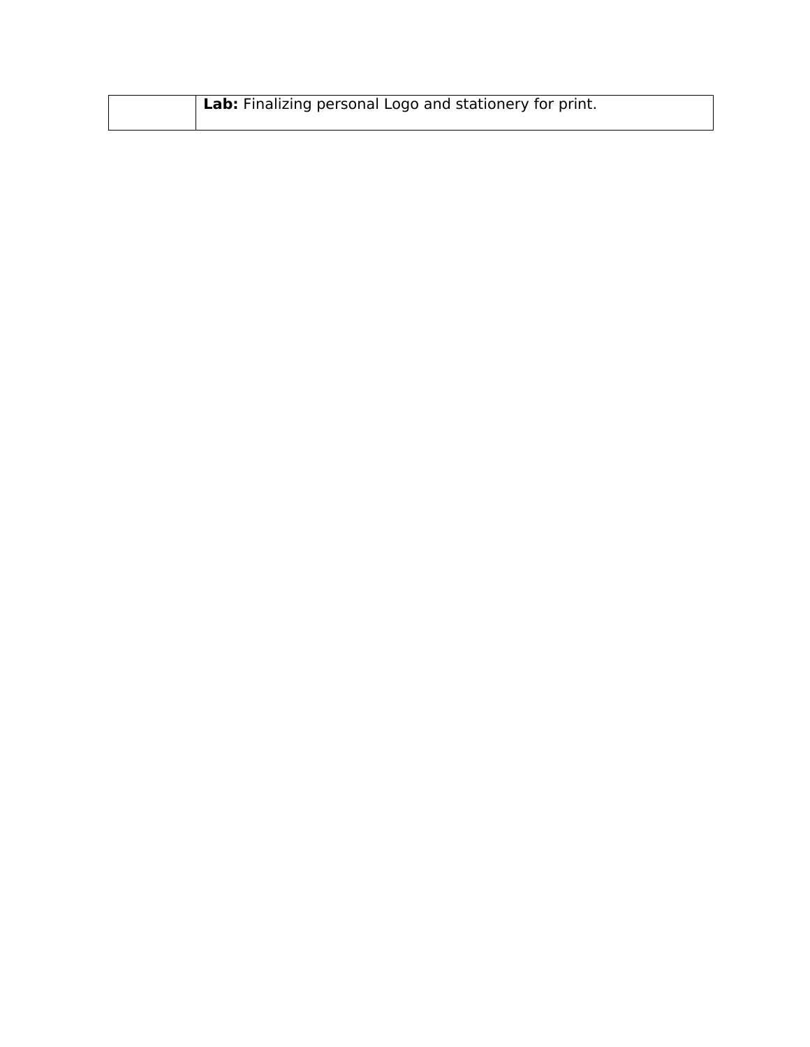| | |
|---|---|
| | **Lab:** Finalizing personal Logo and stationery for print. |